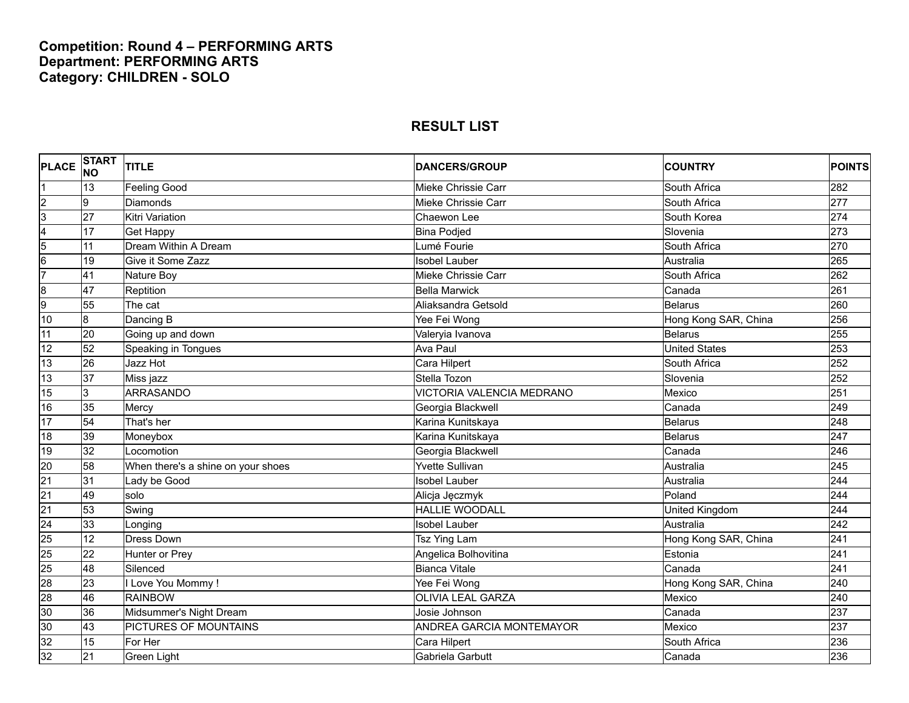**Competition: Round 4 – PERFORMING ARTS**
**Department: PERFORMING ARTS**
**Category: CHILDREN - SOLO**

## RESULT LIST

| PLACE | START NO | TITLE | DANCERS/GROUP | COUNTRY | POINTS |
|---|---|---|---|---|---|
| 1 | 13 | Feeling Good | Mieke Chrissie Carr | South Africa | 282 |
| 2 | 9 | Diamonds | Mieke Chrissie Carr | South Africa | 277 |
| 3 | 27 | Kitri Variation | Chaewon Lee | South Korea | 274 |
| 4 | 17 | Get Happy | Bina Podjed | Slovenia | 273 |
| 5 | 11 | Dream Within A Dream | Lumé Fourie | South Africa | 270 |
| 6 | 19 | Give it Some Zazz | Isobel Lauber | Australia | 265 |
| 7 | 41 | Nature Boy | Mieke Chrissie Carr | South Africa | 262 |
| 8 | 47 | Reptition | Bella Marwick | Canada | 261 |
| 9 | 55 | The cat | Aliaksandra Getsold | Belarus | 260 |
| 10 | 8 | Dancing B | Yee Fei Wong | Hong Kong SAR, China | 256 |
| 11 | 20 | Going up and down | Valeryia Ivanova | Belarus | 255 |
| 12 | 52 | Speaking in Tongues | Ava Paul | United States | 253 |
| 13 | 26 | Jazz Hot | Cara Hilpert | South Africa | 252 |
| 13 | 37 | Miss jazz | Stella Tozon | Slovenia | 252 |
| 15 | 3 | ARRASANDO | VICTORIA VALENCIA MEDRANO | Mexico | 251 |
| 16 | 35 | Mercy | Georgia Blackwell | Canada | 249 |
| 17 | 54 | That's her | Karina Kunitskaya | Belarus | 248 |
| 18 | 39 | Moneybox | Karina Kunitskaya | Belarus | 247 |
| 19 | 32 | Locomotion | Georgia Blackwell | Canada | 246 |
| 20 | 58 | When there's a shine on your shoes | Yvette Sullivan | Australia | 245 |
| 21 | 31 | Lady be Good | Isobel Lauber | Australia | 244 |
| 21 | 49 | solo | Alicja Jęczmyk | Poland | 244 |
| 21 | 53 | Swing | HALLIE WOODALL | United Kingdom | 244 |
| 24 | 33 | Longing | Isobel Lauber | Australia | 242 |
| 25 | 12 | Dress Down | Tsz Ying Lam | Hong Kong SAR, China | 241 |
| 25 | 22 | Hunter or Prey | Angelica Bolhovitina | Estonia | 241 |
| 25 | 48 | Silenced | Bianca Vitale | Canada | 241 |
| 28 | 23 | I Love You Mommy ! | Yee Fei Wong | Hong Kong SAR, China | 240 |
| 28 | 46 | RAINBOW | OLIVIA LEAL GARZA | Mexico | 240 |
| 30 | 36 | Midsummer's Night Dream | Josie Johnson | Canada | 237 |
| 30 | 43 | PICTURES OF MOUNTAINS | ANDREA GARCIA MONTEMAYOR | Mexico | 237 |
| 32 | 15 | For Her | Cara Hilpert | South Africa | 236 |
| 32 | 21 | Green Light | Gabriela Garbutt | Canada | 236 |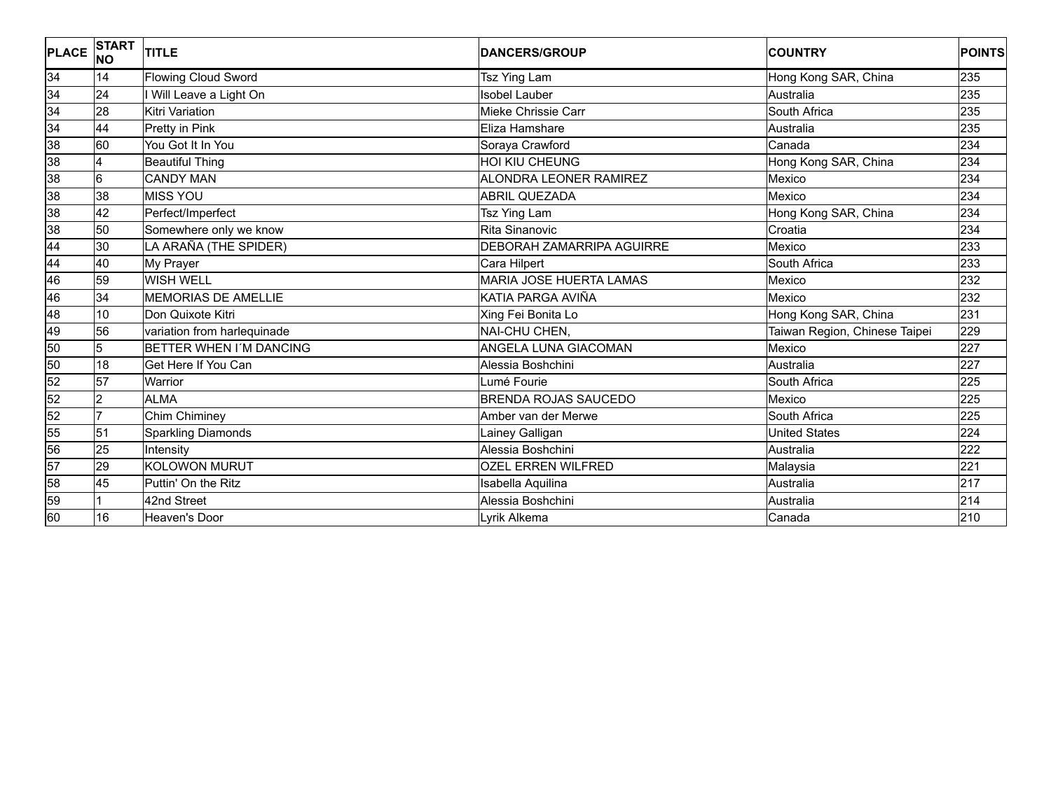| PLACE | START NO | TITLE | DANCERS/GROUP | COUNTRY | POINTS |
| --- | --- | --- | --- | --- | --- |
| 34 | 14 | Flowing Cloud Sword | Tsz Ying Lam | Hong Kong SAR, China | 235 |
| 34 | 24 | I Will Leave a Light On | Isobel Lauber | Australia | 235 |
| 34 | 28 | Kitri Variation | Mieke Chrissie Carr | South Africa | 235 |
| 34 | 44 | Pretty in Pink | Eliza Hamshare | Australia | 235 |
| 38 | 60 | You Got It In You | Soraya Crawford | Canada | 234 |
| 38 | 4 | Beautiful Thing | HOI KIU CHEUNG | Hong Kong SAR, China | 234 |
| 38 | 6 | CANDY MAN | ALONDRA LEONER RAMIREZ | Mexico | 234 |
| 38 | 38 | MISS YOU | ABRIL QUEZADA | Mexico | 234 |
| 38 | 42 | Perfect/Imperfect | Tsz Ying Lam | Hong Kong SAR, China | 234 |
| 38 | 50 | Somewhere only we know | Rita Sinanovic | Croatia | 234 |
| 44 | 30 | LA ARAÑA (THE SPIDER) | DEBORAH ZAMARRIPA AGUIRRE | Mexico | 233 |
| 44 | 40 | My Prayer | Cara Hilpert | South Africa | 233 |
| 46 | 59 | WISH WELL | MARIA JOSE HUERTA LAMAS | Mexico | 232 |
| 46 | 34 | MEMORIAS DE AMELLIE | KATIA PARGA AVIÑA | Mexico | 232 |
| 48 | 10 | Don Quixote Kitri | Xing Fei Bonita Lo | Hong Kong SAR, China | 231 |
| 49 | 56 | variation from harlequinade | NAI-CHU CHEN, | Taiwan Region, Chinese Taipei | 229 |
| 50 | 5 | BETTER WHEN I´M DANCING | ANGELA LUNA GIACOMAN | Mexico | 227 |
| 50 | 18 | Get Here If You Can | Alessia Boshchini | Australia | 227 |
| 52 | 57 | Warrior | Lumé Fourie | South Africa | 225 |
| 52 | 2 | ALMA | BRENDA ROJAS SAUCEDO | Mexico | 225 |
| 52 | 7 | Chim Chiminey | Amber van der Merwe | South Africa | 225 |
| 55 | 51 | Sparkling Diamonds | Lainey Galligan | United States | 224 |
| 56 | 25 | Intensity | Alessia Boshchini | Australia | 222 |
| 57 | 29 | KOLOWON MURUT | OZEL ERREN WILFRED | Malaysia | 221 |
| 58 | 45 | Puttin' On the Ritz | Isabella Aquilina | Australia | 217 |
| 59 | 1 | 42nd Street | Alessia Boshchini | Australia | 214 |
| 60 | 16 | Heaven's Door | Lyrik Alkema | Canada | 210 |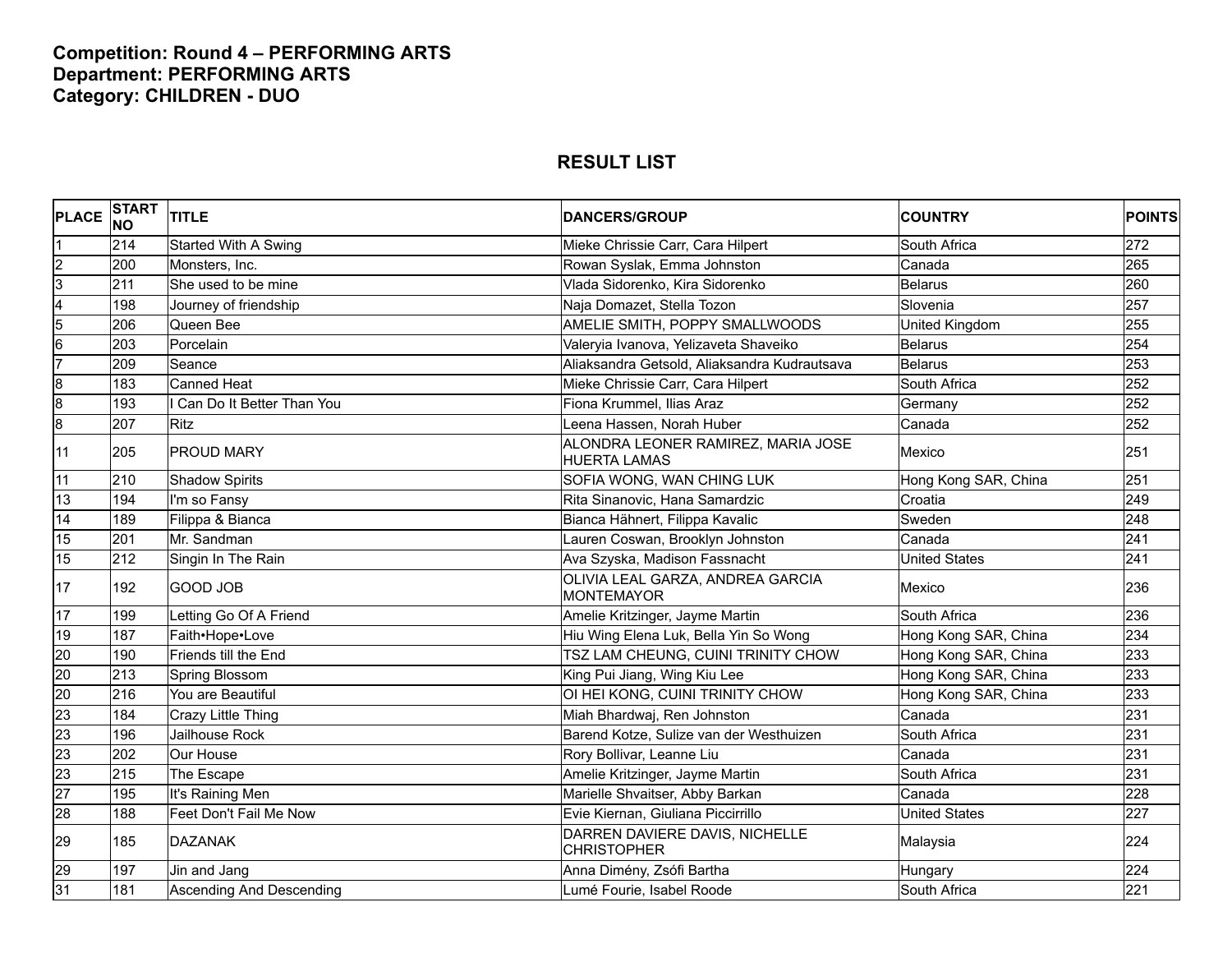**Competition: Round 4 – PERFORMING ARTS**
**Department: PERFORMING ARTS**
**Category: CHILDREN - DUO**

## RESULT LIST

| PLACE | START NO | TITLE | DANCERS/GROUP | COUNTRY | POINTS |
|---|---|---|---|---|---|
| 1 | 214 | Started With A Swing | Mieke Chrissie Carr, Cara Hilpert | South Africa | 272 |
| 2 | 200 | Monsters, Inc. | Rowan Syslak, Emma Johnston | Canada | 265 |
| 3 | 211 | She used to be mine | Vlada Sidorenko, Kira Sidorenko | Belarus | 260 |
| 4 | 198 | Journey of friendship | Naja Domazet, Stella Tozon | Slovenia | 257 |
| 5 | 206 | Queen Bee | AMELIE SMITH, POPPY SMALLWOODS | United Kingdom | 255 |
| 6 | 203 | Porcelain | Valeryia Ivanova, Yelizaveta Shaveiko | Belarus | 254 |
| 7 | 209 | Seance | Aliaksandra Getsold, Aliaksandra Kudrautsava | Belarus | 253 |
| 8 | 183 | Canned Heat | Mieke Chrissie Carr, Cara Hilpert | South Africa | 252 |
| 8 | 193 | I Can Do It Better Than You | Fiona Krummel, Ilias Araz | Germany | 252 |
| 8 | 207 | Ritz | Leena Hassen, Norah Huber | Canada | 252 |
| 11 | 205 | PROUD MARY | ALONDRA LEONER RAMIREZ, MARIA JOSE HUERTA LAMAS | Mexico | 251 |
| 11 | 210 | Shadow Spirits | SOFIA WONG, WAN CHING LUK | Hong Kong SAR, China | 251 |
| 13 | 194 | I'm so Fansy | Rita Sinanovic, Hana Samardzic | Croatia | 249 |
| 14 | 189 | Filippa & Bianca | Bianca Hähnert, Filippa Kavalic | Sweden | 248 |
| 15 | 201 | Mr. Sandman | Lauren Coswan, Brooklyn Johnston | Canada | 241 |
| 15 | 212 | Singin In The Rain | Ava Szyska, Madison Fassnacht | United States | 241 |
| 17 | 192 | GOOD JOB | OLIVIA LEAL GARZA, ANDREA GARCIA MONTEMAYOR | Mexico | 236 |
| 17 | 199 | Letting Go Of A Friend | Amelie Kritzinger, Jayme Martin | South Africa | 236 |
| 19 | 187 | Faith•Hope•Love | Hiu Wing Elena Luk, Bella Yin So Wong | Hong Kong SAR, China | 234 |
| 20 | 190 | Friends till the End | TSZ LAM CHEUNG, CUINI TRINITY CHOW | Hong Kong SAR, China | 233 |
| 20 | 213 | Spring Blossom | King Pui Jiang, Wing Kiu Lee | Hong Kong SAR, China | 233 |
| 20 | 216 | You are Beautiful | OI HEI KONG, CUINI TRINITY CHOW | Hong Kong SAR, China | 233 |
| 23 | 184 | Crazy Little Thing | Miah Bhardwaj, Ren Johnston | Canada | 231 |
| 23 | 196 | Jailhouse Rock | Barend Kotze, Sulize van der Westhuizen | South Africa | 231 |
| 23 | 202 | Our House | Rory Bollivar, Leanne Liu | Canada | 231 |
| 23 | 215 | The Escape | Amelie Kritzinger, Jayme Martin | South Africa | 231 |
| 27 | 195 | It's Raining Men | Marielle Shvaitser, Abby Barkan | Canada | 228 |
| 28 | 188 | Feet Don't Fail Me Now | Evie Kiernan, Giuliana Piccirrillo | United States | 227 |
| 29 | 185 | DAZANAK | DARREN DAVIERE DAVIS, NICHELLE CHRISTOPHER | Malaysia | 224 |
| 29 | 197 | Jin and Jang | Anna Dimény, Zsófi Bartha | Hungary | 224 |
| 31 | 181 | Ascending And Descending | Lumé Fourie, Isabel Roode | South Africa | 221 |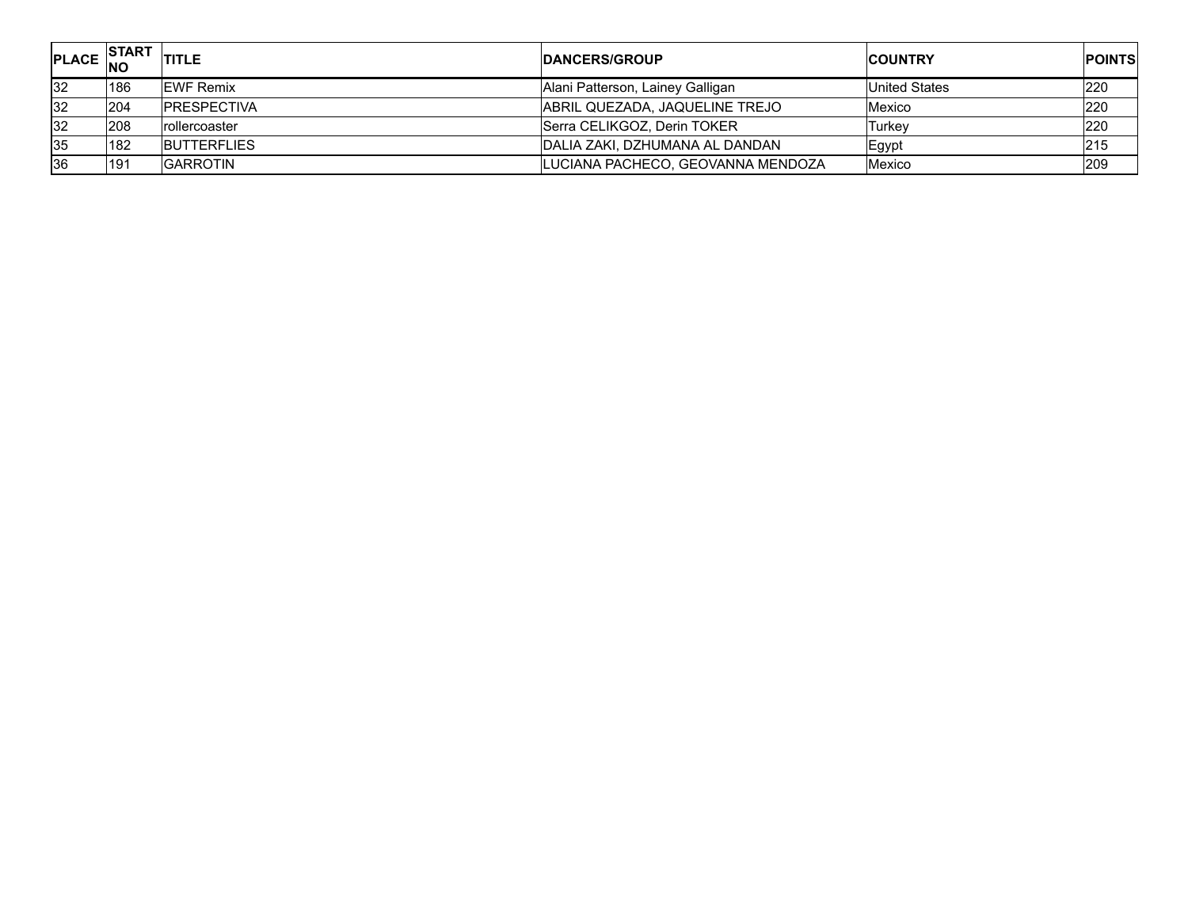| PLACE | START NO | TITLE | DANCERS/GROUP | COUNTRY | POINTS |
| --- | --- | --- | --- | --- | --- |
| 32 | 186 | EWF Remix | Alani Patterson, Lainey Galligan | United States | 220 |
| 32 | 204 | PRESPECTIVA | ABRIL QUEZADA, JAQUELINE TREJO | Mexico | 220 |
| 32 | 208 | rollercoaster | Serra CELIKGOZ, Derin TOKER | Turkey | 220 |
| 35 | 182 | BUTTERFLIES | DALIA ZAKI, DZHUMANA AL DANDAN | Egypt | 215 |
| 36 | 191 | GARROTIN | LUCIANA PACHECO, GEOVANNA MENDOZA | Mexico | 209 |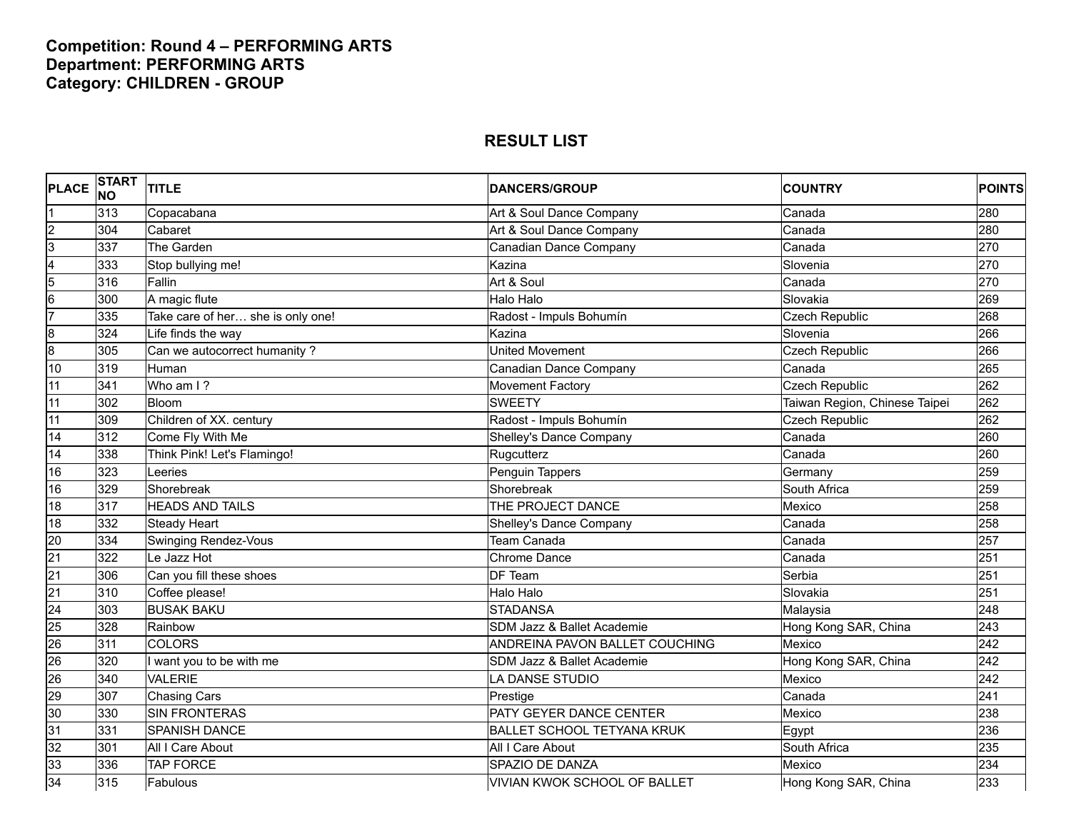**Competition: Round 4 – PERFORMING ARTS**
**Department: PERFORMING ARTS**
**Category: CHILDREN - GROUP**

## RESULT LIST

| PLACE | START NO | TITLE | DANCERS/GROUP | COUNTRY | POINTS |
|---|---|---|---|---|---|
| 1 | 313 | Copacabana | Art & Soul Dance Company | Canada | 280 |
| 2 | 304 | Cabaret | Art & Soul Dance Company | Canada | 280 |
| 3 | 337 | The Garden | Canadian Dance Company | Canada | 270 |
| 4 | 333 | Stop bullying me! | Kazina | Slovenia | 270 |
| 5 | 316 | Fallin | Art & Soul | Canada | 270 |
| 6 | 300 | A magic flute | Halo Halo | Slovakia | 269 |
| 7 | 335 | Take care of her… she is only one! | Radost - Impuls Bohumín | Czech Republic | 268 |
| 8 | 324 | Life finds the way | Kazina | Slovenia | 266 |
| 8 | 305 | Can we autocorrect humanity ? | United Movement | Czech Republic | 266 |
| 10 | 319 | Human | Canadian Dance Company | Canada | 265 |
| 11 | 341 | Who am I ? | Movement Factory | Czech Republic | 262 |
| 11 | 302 | Bloom | SWEETY | Taiwan Region, Chinese Taipei | 262 |
| 11 | 309 | Children of XX. century | Radost - Impuls Bohumín | Czech Republic | 262 |
| 14 | 312 | Come Fly With Me | Shelley's Dance Company | Canada | 260 |
| 14 | 338 | Think Pink! Let's Flamingo! | Rugcutterz | Canada | 260 |
| 16 | 323 | Leeries | Penguin Tappers | Germany | 259 |
| 16 | 329 | Shorebreak | Shorebreak | South Africa | 259 |
| 18 | 317 | HEADS AND TAILS | THE PROJECT DANCE | Mexico | 258 |
| 18 | 332 | Steady Heart | Shelley's Dance Company | Canada | 258 |
| 20 | 334 | Swinging Rendez-Vous | Team Canada | Canada | 257 |
| 21 | 322 | Le Jazz Hot | Chrome Dance | Canada | 251 |
| 21 | 306 | Can you fill these shoes | DF Team | Serbia | 251 |
| 21 | 310 | Coffee please! | Halo Halo | Slovakia | 251 |
| 24 | 303 | BUSAK BAKU | STADANSA | Malaysia | 248 |
| 25 | 328 | Rainbow | SDM Jazz & Ballet Academie | Hong Kong SAR, China | 243 |
| 26 | 311 | COLORS | ANDREINA PAVON BALLET COUCHING | Mexico | 242 |
| 26 | 320 | I want you to be with me | SDM Jazz & Ballet Academie | Hong Kong SAR, China | 242 |
| 26 | 340 | VALERIE | LA DANSE STUDIO | Mexico | 242 |
| 29 | 307 | Chasing Cars | Prestige | Canada | 241 |
| 30 | 330 | SIN FRONTERAS | PATY GEYER DANCE CENTER | Mexico | 238 |
| 31 | 331 | SPANISH DANCE | BALLET SCHOOL TETYANA KRUK | Egypt | 236 |
| 32 | 301 | All I Care About | All I Care About | South Africa | 235 |
| 33 | 336 | TAP FORCE | SPAZIO DE DANZA | Mexico | 234 |
| 34 | 315 | Fabulous | VIVIAN KWOK SCHOOL OF BALLET | Hong Kong SAR, China | 233 |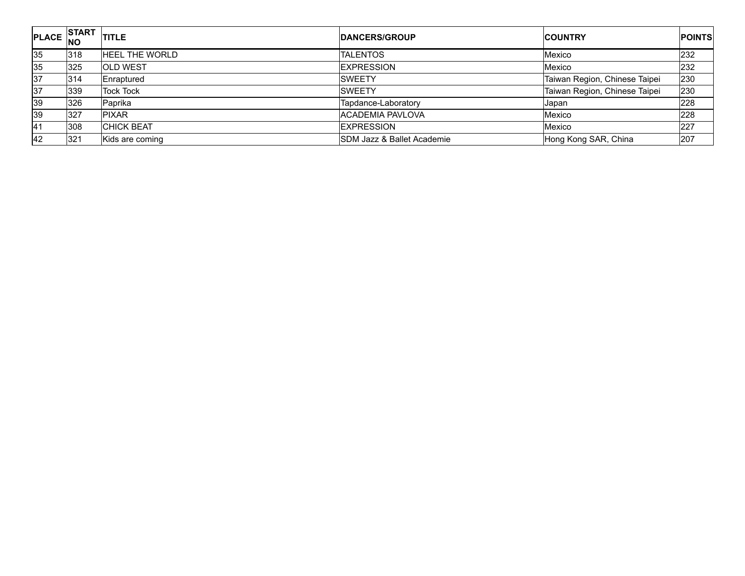| PLACE | START NO | TITLE | DANCERS/GROUP | COUNTRY | POINTS |
|---|---|---|---|---|---|
| 35 | 318 | HEEL THE WORLD | TALENTOS | Mexico | 232 |
| 35 | 325 | OLD WEST | EXPRESSION | Mexico | 232 |
| 37 | 314 | Enraptured | SWEETY | Taiwan Region, Chinese Taipei | 230 |
| 37 | 339 | Tock Tock | SWEETY | Taiwan Region, Chinese Taipei | 230 |
| 39 | 326 | Paprika | Tapdance-Laboratory | Japan | 228 |
| 39 | 327 | PIXAR | ACADEMIA PAVLOVA | Mexico | 228 |
| 41 | 308 | CHICK BEAT | EXPRESSION | Mexico | 227 |
| 42 | 321 | Kids are coming | SDM Jazz & Ballet Academie | Hong Kong SAR, China | 207 |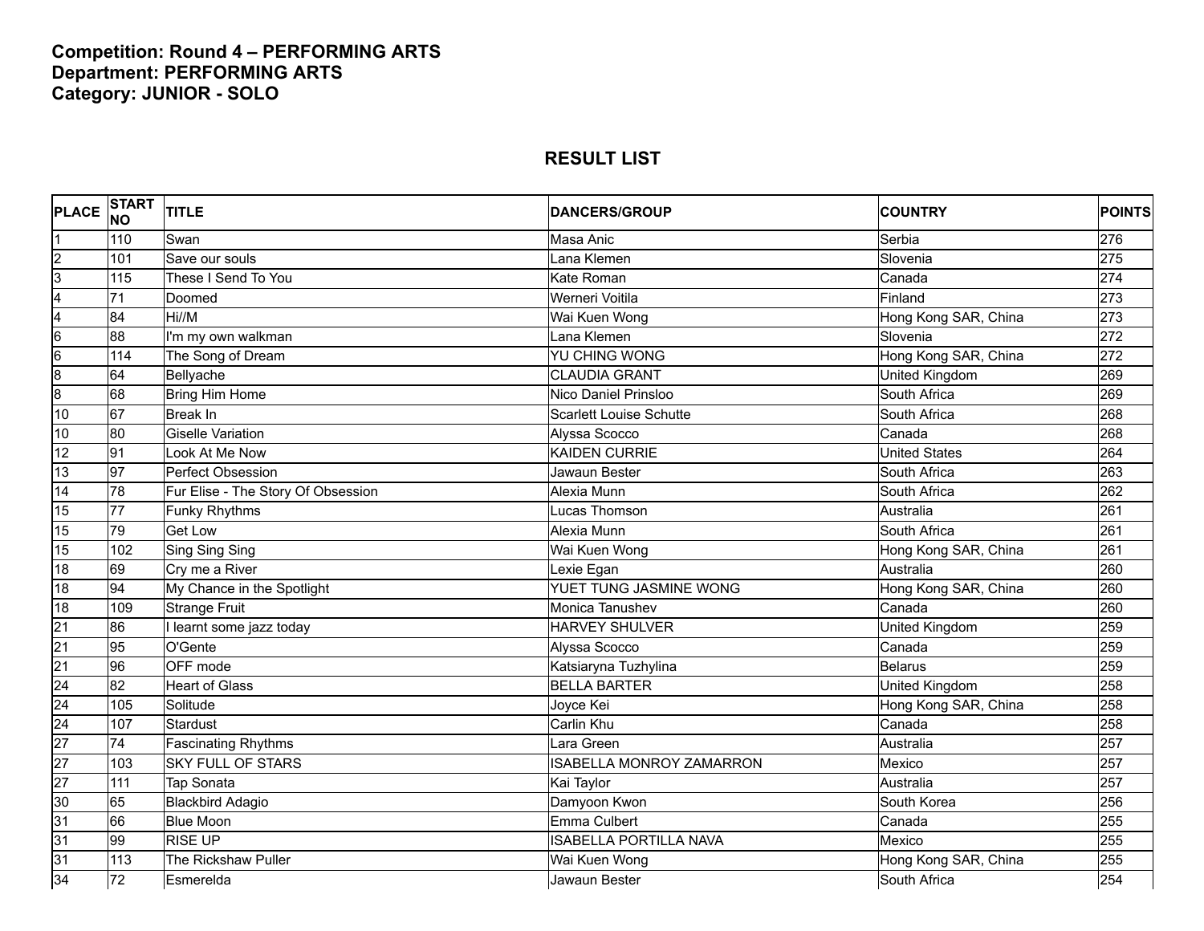**Competition: Round 4 – PERFORMING ARTS**
**Department: PERFORMING ARTS**
**Category: JUNIOR - SOLO**

## RESULT LIST

| PLACE | START NO | TITLE | DANCERS/GROUP | COUNTRY | POINTS |
|---|---|---|---|---|---|
| 1 | 110 | Swan | Masa Anic | Serbia | 276 |
| 2 | 101 | Save our souls | Lana Klemen | Slovenia | 275 |
| 3 | 115 | These I Send To You | Kate Roman | Canada | 274 |
| 4 | 71 | Doomed | Werneri Voitila | Finland | 273 |
| 4 | 84 | Hi//M | Wai Kuen Wong | Hong Kong SAR, China | 273 |
| 6 | 88 | I'm my own walkman | Lana Klemen | Slovenia | 272 |
| 6 | 114 | The Song of Dream | YU CHING WONG | Hong Kong SAR, China | 272 |
| 8 | 64 | Bellyache | CLAUDIA GRANT | United Kingdom | 269 |
| 8 | 68 | Bring Him Home | Nico Daniel Prinsloo | South Africa | 269 |
| 10 | 67 | Break In | Scarlett Louise Schutte | South Africa | 268 |
| 10 | 80 | Giselle Variation | Alyssa Scocco | Canada | 268 |
| 12 | 91 | Look At Me Now | KAIDEN CURRIE | United States | 264 |
| 13 | 97 | Perfect Obsession | Jawaun Bester | South Africa | 263 |
| 14 | 78 | Fur Elise - The Story Of Obsession | Alexia Munn | South Africa | 262 |
| 15 | 77 | Funky Rhythms | Lucas Thomson | Australia | 261 |
| 15 | 79 | Get Low | Alexia Munn | South Africa | 261 |
| 15 | 102 | Sing Sing Sing | Wai Kuen Wong | Hong Kong SAR, China | 261 |
| 18 | 69 | Cry me a River | Lexie Egan | Australia | 260 |
| 18 | 94 | My Chance in the Spotlight | YUET TUNG JASMINE WONG | Hong Kong SAR, China | 260 |
| 18 | 109 | Strange Fruit | Monica Tanushev | Canada | 260 |
| 21 | 86 | I learnt some jazz today | HARVEY SHULVER | United Kingdom | 259 |
| 21 | 95 | O'Gente | Alyssa Scocco | Canada | 259 |
| 21 | 96 | OFF mode | Katsiaryna Tuzhylina | Belarus | 259 |
| 24 | 82 | Heart of Glass | BELLA BARTER | United Kingdom | 258 |
| 24 | 105 | Solitude | Joyce Kei | Hong Kong SAR, China | 258 |
| 24 | 107 | Stardust | Carlin Khu | Canada | 258 |
| 27 | 74 | Fascinating Rhythms | Lara Green | Australia | 257 |
| 27 | 103 | SKY FULL OF STARS | ISABELLA MONROY ZAMARRON | Mexico | 257 |
| 27 | 111 | Tap Sonata | Kai Taylor | Australia | 257 |
| 30 | 65 | Blackbird Adagio | Damyoon Kwon | South Korea | 256 |
| 31 | 66 | Blue Moon | Emma Culbert | Canada | 255 |
| 31 | 99 | RISE UP | ISABELLA PORTILLA NAVA | Mexico | 255 |
| 31 | 113 | The Rickshaw Puller | Wai Kuen Wong | Hong Kong SAR, China | 255 |
| 34 | 72 | Esmerelda | Jawaun Bester | South Africa | 254 |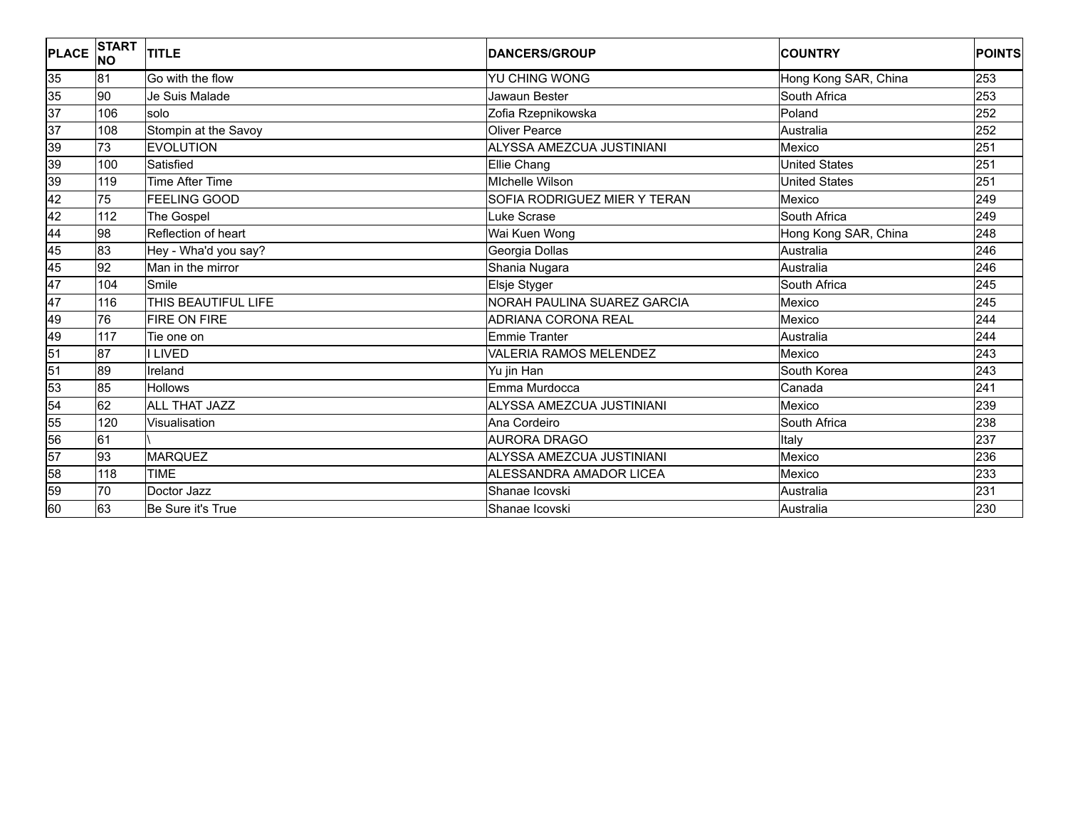| PLACE | START NO | TITLE | DANCERS/GROUP | COUNTRY | POINTS |
|---|---|---|---|---|---|
| 35 | 81 | Go with the flow | YU CHING WONG | Hong Kong SAR, China | 253 |
| 35 | 90 | Je Suis Malade | Jawaun Bester | South Africa | 253 |
| 37 | 106 | solo | Zofia Rzepnikowska | Poland | 252 |
| 37 | 108 | Stompin at the Savoy | Oliver Pearce | Australia | 252 |
| 39 | 73 | EVOLUTION | ALYSSA AMEZCUA JUSTINIANI | Mexico | 251 |
| 39 | 100 | Satisfied | Ellie Chang | United States | 251 |
| 39 | 119 | Time After Time | MIchelle Wilson | United States | 251 |
| 42 | 75 | FEELING GOOD | SOFIA RODRIGUEZ MIER Y TERAN | Mexico | 249 |
| 42 | 112 | The Gospel | Luke Scrase | South Africa | 249 |
| 44 | 98 | Reflection of heart | Wai Kuen Wong | Hong Kong SAR, China | 248 |
| 45 | 83 | Hey - Wha'd you say? | Georgia Dollas | Australia | 246 |
| 45 | 92 | Man in the mirror | Shania Nugara | Australia | 246 |
| 47 | 104 | Smile | Elsje Styger | South Africa | 245 |
| 47 | 116 | THIS BEAUTIFUL LIFE | NORAH PAULINA SUAREZ GARCIA | Mexico | 245 |
| 49 | 76 | FIRE ON FIRE | ADRIANA CORONA REAL | Mexico | 244 |
| 49 | 117 | Tie one on | Emmie Tranter | Australia | 244 |
| 51 | 87 | I LIVED | VALERIA RAMOS MELENDEZ | Mexico | 243 |
| 51 | 89 | Ireland | Yu jin Han | South Korea | 243 |
| 53 | 85 | Hollows | Emma Murdocca | Canada | 241 |
| 54 | 62 | ALL THAT JAZZ | ALYSSA AMEZCUA JUSTINIANI | Mexico | 239 |
| 55 | 120 | Visualisation | Ana Cordeiro | South Africa | 238 |
| 56 | 61 | \ | AURORA DRAGO | Italy | 237 |
| 57 | 93 | MARQUEZ | ALYSSA AMEZCUA JUSTINIANI | Mexico | 236 |
| 58 | 118 | TIME | ALESSANDRA AMADOR LICEA | Mexico | 233 |
| 59 | 70 | Doctor Jazz | Shanae Icovski | Australia | 231 |
| 60 | 63 | Be Sure it's True | Shanae Icovski | Australia | 230 |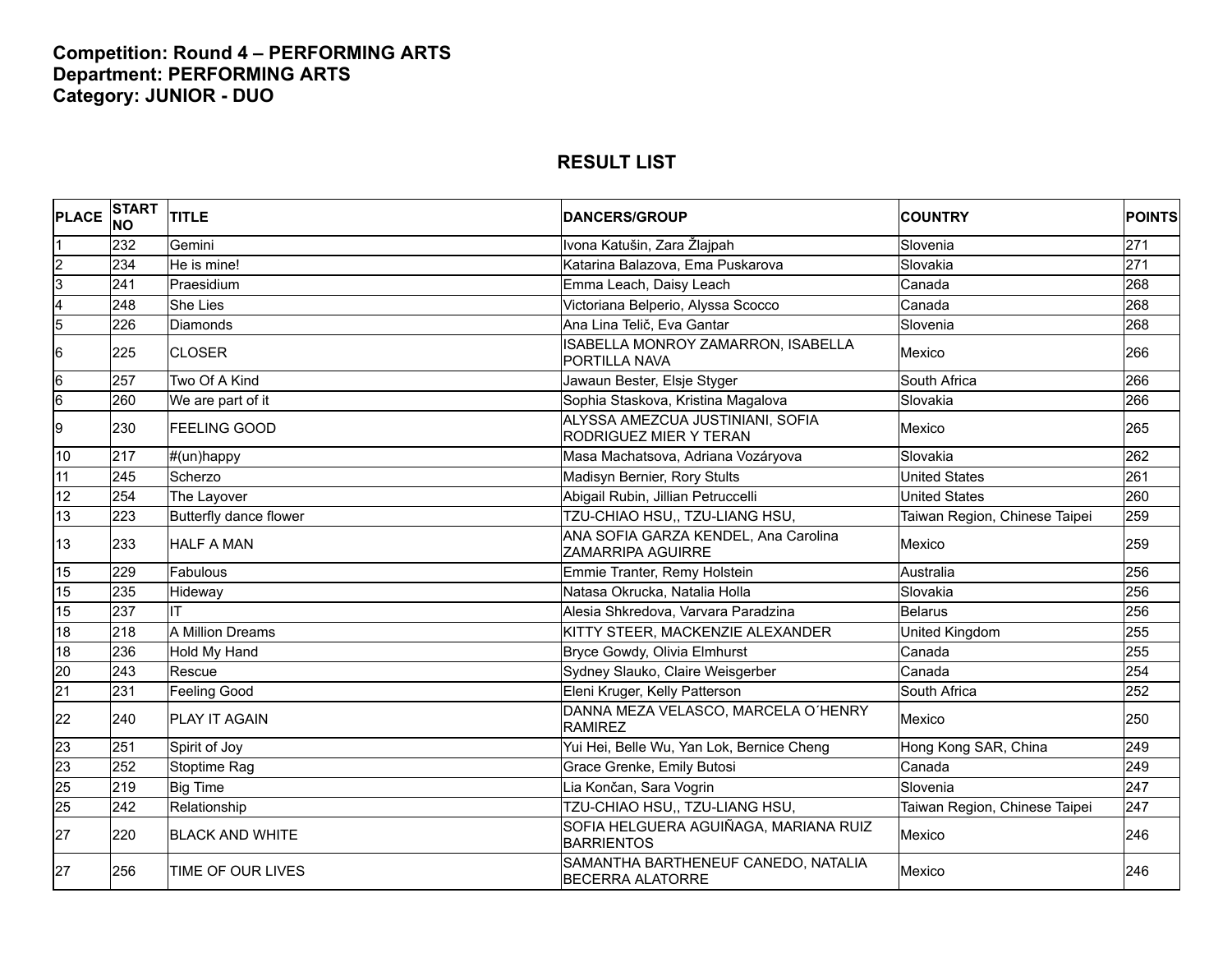**Competition: Round 4 – PERFORMING ARTS**
**Department: PERFORMING ARTS**
**Category: JUNIOR - DUO**

## RESULT LIST

| PLACE | START NO | TITLE | DANCERS/GROUP | COUNTRY | POINTS |
|---|---|---|---|---|---|
| 1 | 232 | Gemini | Ivona Katušin, Zara Žlajpah | Slovenia | 271 |
| 2 | 234 | He is mine! | Katarina Balazova, Ema Puskarova | Slovakia | 271 |
| 3 | 241 | Praesidium | Emma Leach, Daisy Leach | Canada | 268 |
| 4 | 248 | She Lies | Victoriana Belperio, Alyssa Scocco | Canada | 268 |
| 5 | 226 | Diamonds | Ana Lina Telič, Eva Gantar | Slovenia | 268 |
| 6 | 225 | CLOSER | ISABELLA MONROY ZAMARRON, ISABELLA PORTILLA NAVA | Mexico | 266 |
| 6 | 257 | Two Of A Kind | Jawaun Bester, Elsje Styger | South Africa | 266 |
| 6 | 260 | We are part of it | Sophia Staskova, Kristina Magalova | Slovakia | 266 |
| 9 | 230 | FEELING GOOD | ALYSSA AMEZCUA JUSTINIANI, SOFIA RODRIGUEZ MIER Y TERAN | Mexico | 265 |
| 10 | 217 | #(un)happy | Masa Machatsova, Adriana Vozáryova | Slovakia | 262 |
| 11 | 245 | Scherzo | Madisyn Bernier, Rory Stults | United States | 261 |
| 12 | 254 | The Layover | Abigail Rubin, Jillian Petruccelli | United States | 260 |
| 13 | 223 | Butterfly dance flower | TZU-CHIAO HSU,, TZU-LIANG HSU, | Taiwan Region, Chinese Taipei | 259 |
| 13 | 233 | HALF A MAN | ANA SOFIA GARZA KENDEL, Ana Carolina ZAMARRIPA AGUIRRE | Mexico | 259 |
| 15 | 229 | Fabulous | Emmie Tranter, Remy Holstein | Australia | 256 |
| 15 | 235 | Hideway | Natasa Okrucka, Natalia Holla | Slovakia | 256 |
| 15 | 237 | IT | Alesia Shkredova, Varvara Paradzina | Belarus | 256 |
| 18 | 218 | A Million Dreams | KITTY STEER, MACKENZIE ALEXANDER | United Kingdom | 255 |
| 18 | 236 | Hold My Hand | Bryce Gowdy, Olivia Elmhurst | Canada | 255 |
| 20 | 243 | Rescue | Sydney Slauko, Claire Weisgerber | Canada | 254 |
| 21 | 231 | Feeling Good | Eleni Kruger, Kelly Patterson | South Africa | 252 |
| 22 | 240 | PLAY IT AGAIN | DANNA MEZA VELASCO, MARCELA O´HENRY RAMIREZ | Mexico | 250 |
| 23 | 251 | Spirit of Joy | Yui Hei, Belle Wu, Yan Lok, Bernice Cheng | Hong Kong SAR, China | 249 |
| 23 | 252 | Stoptime Rag | Grace Grenke, Emily Butosi | Canada | 249 |
| 25 | 219 | Big Time | Lia Končan, Sara Vogrin | Slovenia | 247 |
| 25 | 242 | Relationship | TZU-CHIAO HSU,, TZU-LIANG HSU, | Taiwan Region, Chinese Taipei | 247 |
| 27 | 220 | BLACK AND WHITE | SOFIA HELGUERA AGUIÑAGA, MARIANA RUIZ BARRIENTOS | Mexico | 246 |
| 27 | 256 | TIME OF OUR LIVES | SAMANTHA BARTHENEUF CANEDO, NATALIA BECERRA ALATORRE | Mexico | 246 |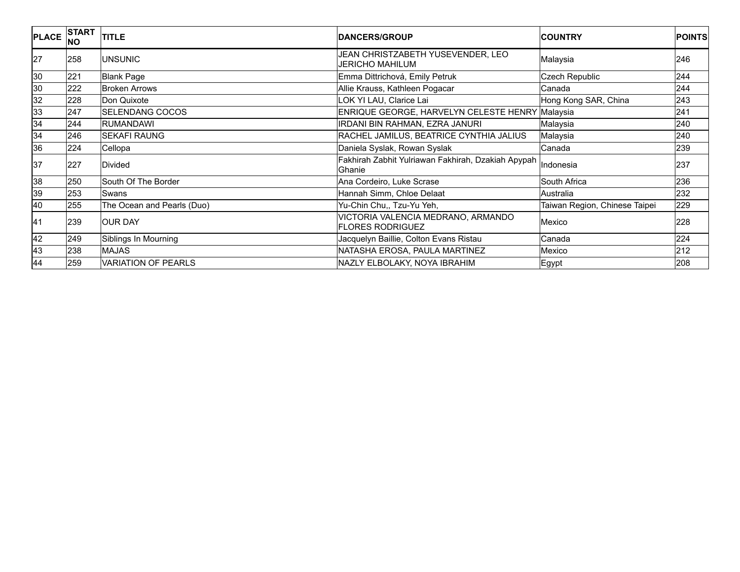| PLACE | START NO | TITLE | DANCERS/GROUP | COUNTRY | POINTS |
|---|---|---|---|---|---|
| 27 | 258 | UNSUNIC | JEAN CHRISTZABETH YUSEVENDER, LEO JERICHO MAHILUM | Malaysia | 246 |
| 30 | 221 | Blank Page | Emma Dittrichová, Emily Petruk | Czech Republic | 244 |
| 30 | 222 | Broken Arrows | Allie Krauss, Kathleen Pogacar | Canada | 244 |
| 32 | 228 | Don Quixote | LOK YI LAU, Clarice Lai | Hong Kong SAR, China | 243 |
| 33 | 247 | SELENDANG COCOS | ENRIQUE GEORGE, HARVELYN CELESTE HENRY | Malaysia | 241 |
| 34 | 244 | RUMANDAWI | IRDANI BIN RAHMAN, EZRA JANURI | Malaysia | 240 |
| 34 | 246 | SEKAFI RAUNG | RACHEL JAMILUS, BEATRICE CYNTHIA JALIUS | Malaysia | 240 |
| 36 | 224 | Cellopa | Daniela Syslak, Rowan Syslak | Canada | 239 |
| 37 | 227 | Divided | Fakhirah Zabhit Yulriawan Fakhirah, Dzakiah Apypah Ghanie | Indonesia | 237 |
| 38 | 250 | South Of The Border | Ana Cordeiro, Luke Scrase | South Africa | 236 |
| 39 | 253 | Swans | Hannah Simm, Chloe Delaat | Australia | 232 |
| 40 | 255 | The Ocean and Pearls (Duo) | Yu-Chin Chu,, Tzu-Yu Yeh, | Taiwan Region, Chinese Taipei | 229 |
| 41 | 239 | OUR DAY | VICTORIA VALENCIA MEDRANO, ARMANDO FLORES RODRIGUEZ | Mexico | 228 |
| 42 | 249 | Siblings In Mourning | Jacquelyn Baillie, Colton Evans Ristau | Canada | 224 |
| 43 | 238 | MAJAS | NATASHA EROSA, PAULA MARTINEZ | Mexico | 212 |
| 44 | 259 | VARIATION OF PEARLS | NAZLY ELBOLAKY, NOYA IBRAHIM | Egypt | 208 |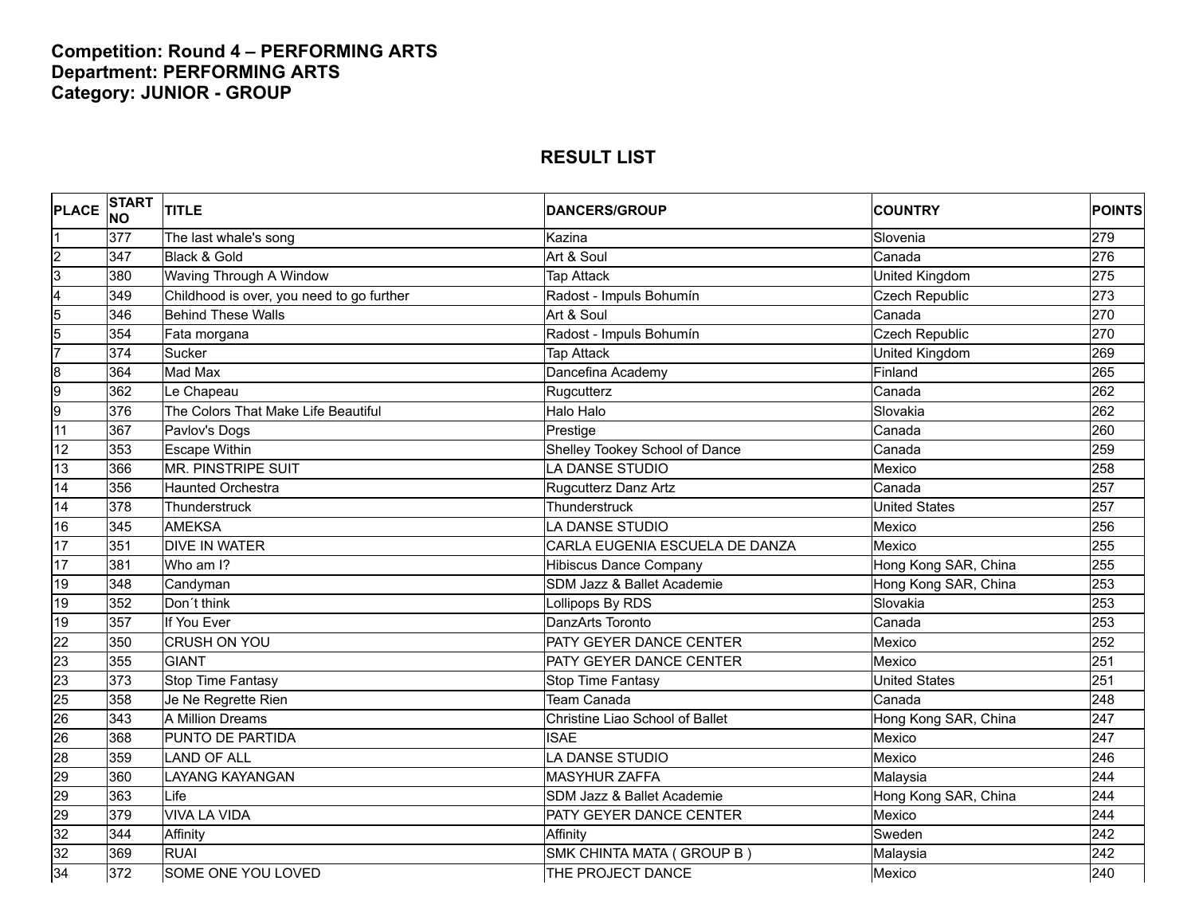**Competition: Round 4 – PERFORMING ARTS**
**Department: PERFORMING ARTS**
**Category: JUNIOR - GROUP**

## RESULT LIST

| PLACE | START NO | TITLE | DANCERS/GROUP | COUNTRY | POINTS |
|---|---|---|---|---|---|
| 1 | 377 | The last whale's song | Kazina | Slovenia | 279 |
| 2 | 347 | Black & Gold | Art & Soul | Canada | 276 |
| 3 | 380 | Waving Through A Window | Tap Attack | United Kingdom | 275 |
| 4 | 349 | Childhood is over, you need to go further | Radost - Impuls Bohumín | Czech Republic | 273 |
| 5 | 346 | Behind These Walls | Art & Soul | Canada | 270 |
| 5 | 354 | Fata morgana | Radost - Impuls Bohumín | Czech Republic | 270 |
| 7 | 374 | Sucker | Tap Attack | United Kingdom | 269 |
| 8 | 364 | Mad Max | Dancefina Academy | Finland | 265 |
| 9 | 362 | Le Chapeau | Rugcutterz | Canada | 262 |
| 9 | 376 | The Colors That Make Life Beautiful | Halo Halo | Slovakia | 262 |
| 11 | 367 | Pavlov's Dogs | Prestige | Canada | 260 |
| 12 | 353 | Escape Within | Shelley Tookey School of Dance | Canada | 259 |
| 13 | 366 | MR. PINSTRIPE SUIT | LA DANSE STUDIO | Mexico | 258 |
| 14 | 356 | Haunted Orchestra | Rugcutterz Danz Artz | Canada | 257 |
| 14 | 378 | Thunderstruck | Thunderstruck | United States | 257 |
| 16 | 345 | AMEKSA | LA DANSE STUDIO | Mexico | 256 |
| 17 | 351 | DIVE IN WATER | CARLA EUGENIA ESCUELA DE DANZA | Mexico | 255 |
| 17 | 381 | Who am I? | Hibiscus Dance Company | Hong Kong SAR, China | 255 |
| 19 | 348 | Candyman | SDM Jazz & Ballet Academie | Hong Kong SAR, China | 253 |
| 19 | 352 | Don´t think | Lollipops By RDS | Slovakia | 253 |
| 19 | 357 | If You Ever | DanzArts Toronto | Canada | 253 |
| 22 | 350 | CRUSH ON YOU | PATY GEYER DANCE CENTER | Mexico | 252 |
| 23 | 355 | GIANT | PATY GEYER DANCE CENTER | Mexico | 251 |
| 23 | 373 | Stop Time Fantasy | Stop Time Fantasy | United States | 251 |
| 25 | 358 | Je Ne Regrette Rien | Team Canada | Canada | 248 |
| 26 | 343 | A Million Dreams | Christine Liao School of Ballet | Hong Kong SAR, China | 247 |
| 26 | 368 | PUNTO DE PARTIDA | ISAE | Mexico | 247 |
| 28 | 359 | LAND OF ALL | LA DANSE STUDIO | Mexico | 246 |
| 29 | 360 | LAYANG KAYANGAN | MASYHUR ZAFFA | Malaysia | 244 |
| 29 | 363 | Life | SDM Jazz & Ballet Academie | Hong Kong SAR, China | 244 |
| 29 | 379 | VIVA LA VIDA | PATY GEYER DANCE CENTER | Mexico | 244 |
| 32 | 344 | Affinity | Affinity | Sweden | 242 |
| 32 | 369 | RUAI | SMK CHINTA MATA ( GROUP B ) | Malaysia | 242 |
| 34 | 372 | SOME ONE YOU LOVED | THE PROJECT DANCE | Mexico | 240 |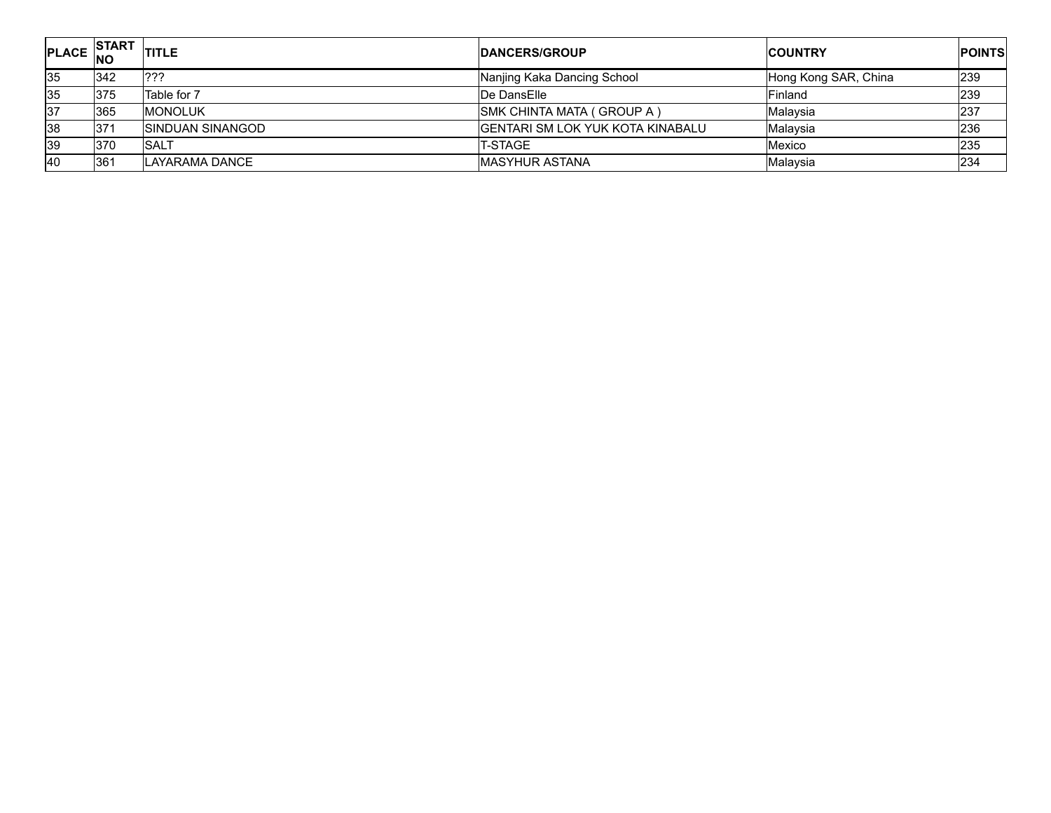| PLACE | START NO | TITLE | DANCERS/GROUP | COUNTRY | POINTS |
| --- | --- | --- | --- | --- | --- |
| 35 | 342 | ??? | Nanjing Kaka Dancing School | Hong Kong SAR, China | 239 |
| 35 | 375 | Table for 7 | De DansElle | Finland | 239 |
| 37 | 365 | MONOLUK | SMK CHINTA MATA ( GROUP A ) | Malaysia | 237 |
| 38 | 371 | SINDUAN SINANGOD | GENTARI SM LOK YUK KOTA KINABALU | Malaysia | 236 |
| 39 | 370 | SALT | T-STAGE | Mexico | 235 |
| 40 | 361 | LAYARAMA DANCE | MASYHUR ASTANA | Malaysia | 234 |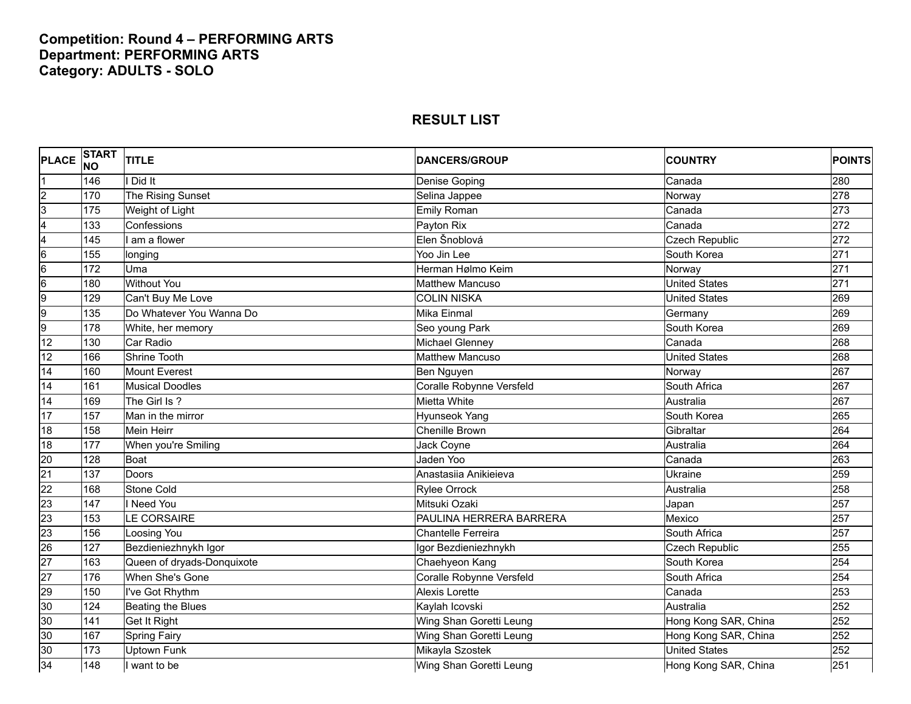**Competition: Round 4 – PERFORMING ARTS**
**Department: PERFORMING ARTS**
**Category: ADULTS - SOLO**

## RESULT LIST

| PLACE | START NO | TITLE | DANCERS/GROUP | COUNTRY | POINTS |
|---|---|---|---|---|---|
| 1 | 146 | I Did It | Denise Goping | Canada | 280 |
| 2 | 170 | The Rising Sunset | Selina Jappee | Norway | 278 |
| 3 | 175 | Weight of Light | Emily Roman | Canada | 273 |
| 4 | 133 | Confessions | Payton Rix | Canada | 272 |
| 4 | 145 | I am a flower | Elen Šnoblová | Czech Republic | 272 |
| 6 | 155 | longing | Yoo Jin Lee | South Korea | 271 |
| 6 | 172 | Uma | Herman Hølmo Keim | Norway | 271 |
| 6 | 180 | Without You | Matthew Mancuso | United States | 271 |
| 9 | 129 | Can't Buy Me Love | COLIN NISKA | United States | 269 |
| 9 | 135 | Do Whatever You Wanna Do | Mika Einmal | Germany | 269 |
| 9 | 178 | White, her memory | Seo young Park | South Korea | 269 |
| 12 | 130 | Car Radio | Michael Glenney | Canada | 268 |
| 12 | 166 | Shrine Tooth | Matthew Mancuso | United States | 268 |
| 14 | 160 | Mount Everest | Ben Nguyen | Norway | 267 |
| 14 | 161 | Musical Doodles | Coralle Robynne Versfeld | South Africa | 267 |
| 14 | 169 | The Girl Is ? | Mietta White | Australia | 267 |
| 17 | 157 | Man in the mirror | Hyunseok Yang | South Korea | 265 |
| 18 | 158 | Mein Heirr | Chenille Brown | Gibraltar | 264 |
| 18 | 177 | When you're Smiling | Jack Coyne | Australia | 264 |
| 20 | 128 | Boat | Jaden Yoo | Canada | 263 |
| 21 | 137 | Doors | Anastasiia Anikieieva | Ukraine | 259 |
| 22 | 168 | Stone Cold | Rylee Orrock | Australia | 258 |
| 23 | 147 | I Need You | Mitsuki Ozaki | Japan | 257 |
| 23 | 153 | LE CORSAIRE | PAULINA HERRERA BARRERA | Mexico | 257 |
| 23 | 156 | Loosing You | Chantelle Ferreira | South Africa | 257 |
| 26 | 127 | Bezdieniezhnykh Igor | Igor Bezdieniezhnykh | Czech Republic | 255 |
| 27 | 163 | Queen of dryads-Donquixote | Chaehyeon Kang | South Korea | 254 |
| 27 | 176 | When She's Gone | Coralle Robynne Versfeld | South Africa | 254 |
| 29 | 150 | I've Got Rhythm | Alexis Lorette | Canada | 253 |
| 30 | 124 | Beating the Blues | Kaylah Icovski | Australia | 252 |
| 30 | 141 | Get It Right | Wing Shan Goretti Leung | Hong Kong SAR, China | 252 |
| 30 | 167 | Spring Fairy | Wing Shan Goretti Leung | Hong Kong SAR, China | 252 |
| 30 | 173 | Uptown Funk | Mikayla Szostek | United States | 252 |
| 34 | 148 | I want to be | Wing Shan Goretti Leung | Hong Kong SAR, China | 251 |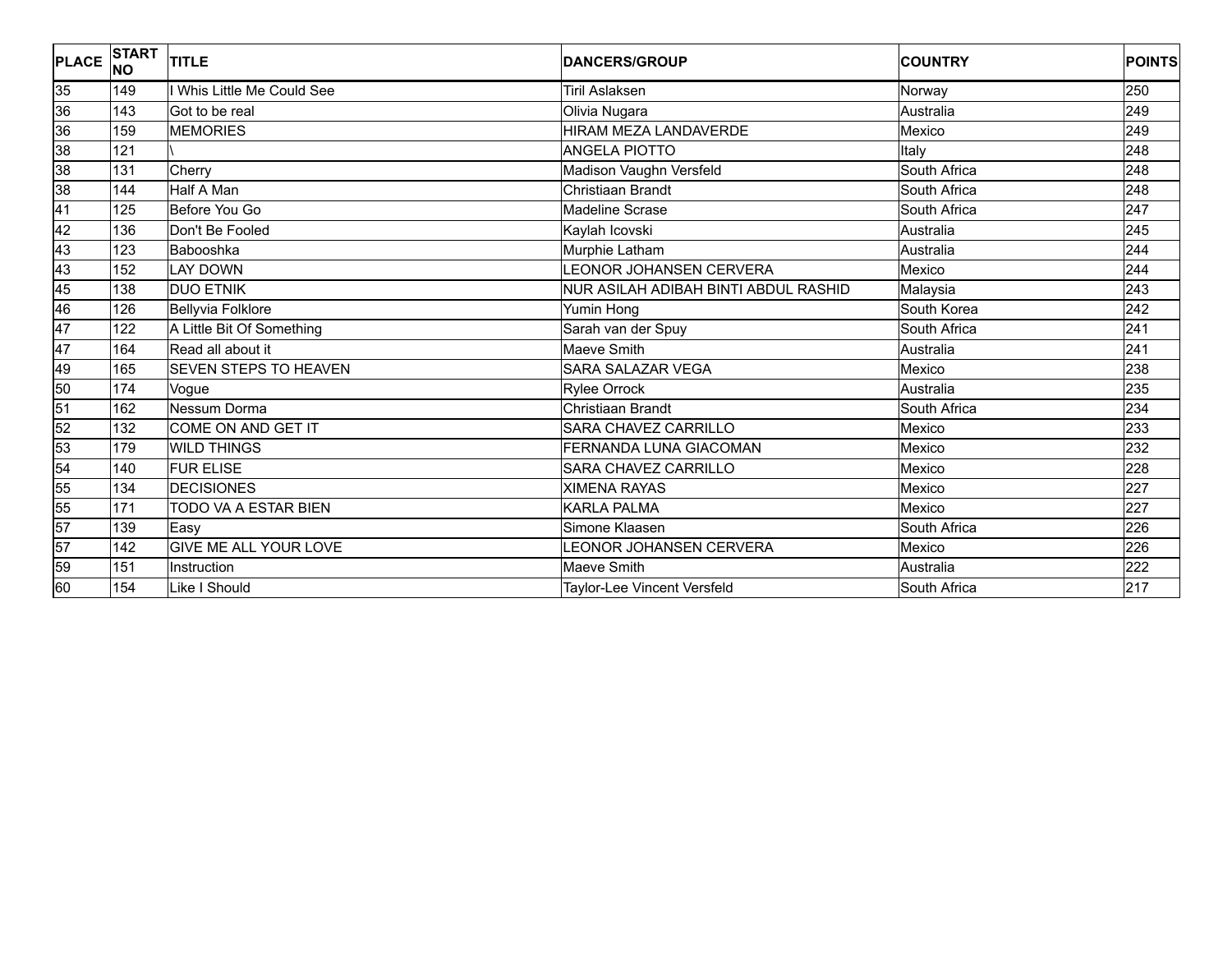| PLACE | START NO | TITLE | DANCERS/GROUP | COUNTRY | POINTS |
| --- | --- | --- | --- | --- | --- |
| 35 | 149 | I Whis Little Me Could See | Tiril Aslaksen | Norway | 250 |
| 36 | 143 | Got to be real | Olivia Nugara | Australia | 249 |
| 36 | 159 | MEMORIES | HIRAM MEZA LANDAVERDE | Mexico | 249 |
| 38 | 121 | \ | ANGELA PIOTTO | Italy | 248 |
| 38 | 131 | Cherry | Madison Vaughn Versfeld | South Africa | 248 |
| 38 | 144 | Half A Man | Christiaan Brandt | South Africa | 248 |
| 41 | 125 | Before You Go | Madeline Scrase | South Africa | 247 |
| 42 | 136 | Don't Be Fooled | Kaylah Icovski | Australia | 245 |
| 43 | 123 | Babooshka | Murphie Latham | Australia | 244 |
| 43 | 152 | LAY DOWN | LEONOR JOHANSEN CERVERA | Mexico | 244 |
| 45 | 138 | DUO ETNIK | NUR ASILAH ADIBAH BINTI ABDUL RASHID | Malaysia | 243 |
| 46 | 126 | Bellyvia Folklore | Yumin Hong | South Korea | 242 |
| 47 | 122 | A Little Bit Of Something | Sarah van der Spuy | South Africa | 241 |
| 47 | 164 | Read all about it | Maeve Smith | Australia | 241 |
| 49 | 165 | SEVEN STEPS TO HEAVEN | SARA SALAZAR VEGA | Mexico | 238 |
| 50 | 174 | Vogue | Rylee Orrock | Australia | 235 |
| 51 | 162 | Nessum Dorma | Christiaan Brandt | South Africa | 234 |
| 52 | 132 | COME ON AND GET IT | SARA CHAVEZ CARRILLO | Mexico | 233 |
| 53 | 179 | WILD THINGS | FERNANDA LUNA GIACOMAN | Mexico | 232 |
| 54 | 140 | FUR ELISE | SARA CHAVEZ CARRILLO | Mexico | 228 |
| 55 | 134 | DECISIONES | XIMENA RAYAS | Mexico | 227 |
| 55 | 171 | TODO VA A ESTAR BIEN | KARLA PALMA | Mexico | 227 |
| 57 | 139 | Easy | Simone Klaasen | South Africa | 226 |
| 57 | 142 | GIVE ME ALL YOUR LOVE | LEONOR JOHANSEN CERVERA | Mexico | 226 |
| 59 | 151 | Instruction | Maeve Smith | Australia | 222 |
| 60 | 154 | Like I Should | Taylor-Lee Vincent Versfeld | South Africa | 217 |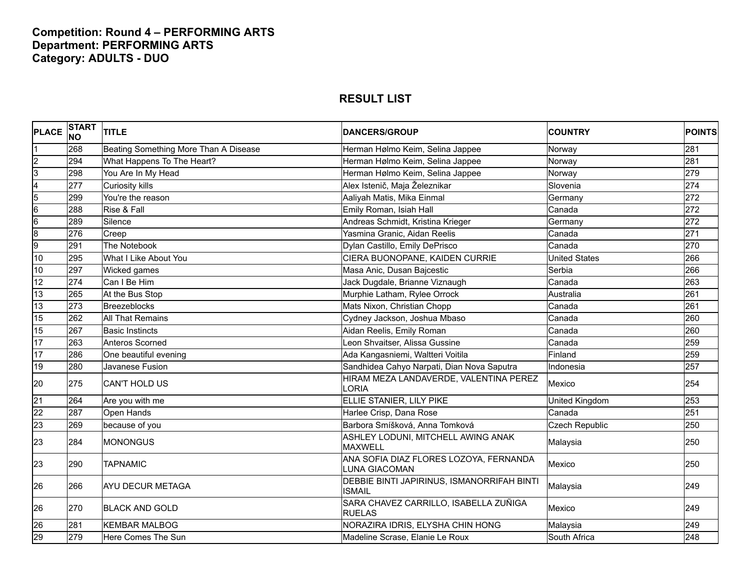**Competition: Round 4 – PERFORMING ARTS**
**Department: PERFORMING ARTS**
**Category: ADULTS - DUO**

## RESULT LIST

| PLACE | START NO | TITLE | DANCERS/GROUP | COUNTRY | POINTS |
|---|---|---|---|---|---|
| 1 | 268 | Beating Something More Than A Disease | Herman Hølmo Keim, Selina Jappee | Norway | 281 |
| 2 | 294 | What Happens To The Heart? | Herman Hølmo Keim, Selina Jappee | Norway | 281 |
| 3 | 298 | You Are In My Head | Herman Hølmo Keim, Selina Jappee | Norway | 279 |
| 4 | 277 | Curiosity kills | Alex Istenič, Maja Železnikar | Slovenia | 274 |
| 5 | 299 | You're the reason | Aaliyah Matis, Mika Einmal | Germany | 272 |
| 6 | 288 | Rise & Fall | Emily Roman, Isiah Hall | Canada | 272 |
| 6 | 289 | Silence | Andreas Schmidt, Kristina Krieger | Germany | 272 |
| 8 | 276 | Creep | Yasmina Granic, Aidan Reelis | Canada | 271 |
| 9 | 291 | The Notebook | Dylan Castillo, Emily DePrisco | Canada | 270 |
| 10 | 295 | What I Like About You | CIERA BUONOPANE, KAIDEN CURRIE | United States | 266 |
| 10 | 297 | Wicked games | Masa Anic, Dusan Bajcestic | Serbia | 266 |
| 12 | 274 | Can I Be Him | Jack Dugdale, Brianne Viznaugh | Canada | 263 |
| 13 | 265 | At the Bus Stop | Murphie Latham, Rylee Orrock | Australia | 261 |
| 13 | 273 | Breezeblocks | Mats Nixon, Christian Chopp | Canada | 261 |
| 15 | 262 | All That Remains | Cydney Jackson, Joshua Mbaso | Canada | 260 |
| 15 | 267 | Basic Instincts | Aidan Reelis, Emily Roman | Canada | 260 |
| 17 | 263 | Anteros Scorned | Leon Shvaitser, Alissa Gussine | Canada | 259 |
| 17 | 286 | One beautiful evening | Ada Kangasniemi, Waltteri Voitila | Finland | 259 |
| 19 | 280 | Javanese Fusion | Sandhidea Cahyo Narpati, Dian Nova Saputra | Indonesia | 257 |
| 20 | 275 | CAN'T HOLD US | HIRAM MEZA LANDAVERDE, VALENTINA PEREZ LORIA | Mexico | 254 |
| 21 | 264 | Are you with me | ELLIE STANIER, LILY PIKE | United Kingdom | 253 |
| 22 | 287 | Open Hands | Harlee Crisp, Dana Rose | Canada | 251 |
| 23 | 269 | because of you | Barbora Smíšková, Anna Tomková | Czech Republic | 250 |
| 23 | 284 | MONONGUS | ASHLEY LODUNI, MITCHELL AWING ANAK MAXWELL | Malaysia | 250 |
| 23 | 290 | TAPNAMIC | ANA SOFIA DIAZ FLORES LOZOYA, FERNANDA LUNA GIACOMAN | Mexico | 250 |
| 26 | 266 | AYU DECUR METAGA | DEBBIE BINTI JAPIRINUS, ISMANORRIFAH BINTI ISMAIL | Malaysia | 249 |
| 26 | 270 | BLACK AND GOLD | SARA CHAVEZ CARRILLO, ISABELLA ZUÑIGA RUELAS | Mexico | 249 |
| 26 | 281 | KEMBAR MALBOG | NORAZIRA IDRIS, ELYSHA CHIN HONG | Malaysia | 249 |
| 29 | 279 | Here Comes The Sun | Madeline Scrase, Elanie Le Roux | South Africa | 248 |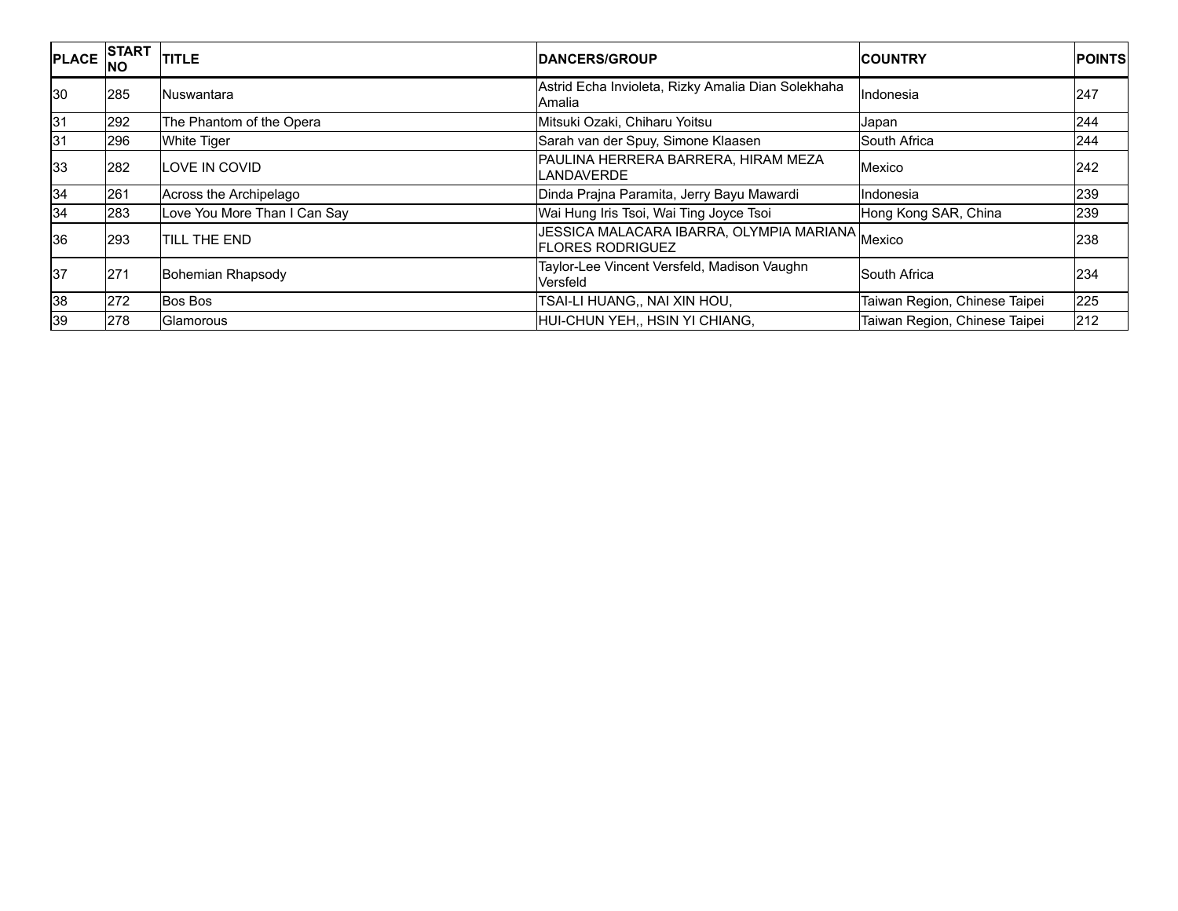| PLACE | START NO | TITLE | DANCERS/GROUP | COUNTRY | POINTS |
|---|---|---|---|---|---|
| 30 | 285 | Nuswantara | Astrid Echa Invioleta, Rizky Amalia Dian Solekhaha Amalia | Indonesia | 247 |
| 31 | 292 | The Phantom of the Opera | Mitsuki Ozaki, Chiharu Yoitsu | Japan | 244 |
| 31 | 296 | White Tiger | Sarah van der Spuy, Simone Klaasen | South Africa | 244 |
| 33 | 282 | LOVE IN COVID | PAULINA HERRERA BARRERA, HIRAM MEZA LANDAVERDE | Mexico | 242 |
| 34 | 261 | Across the Archipelago | Dinda Prajna Paramita, Jerry Bayu Mawardi | Indonesia | 239 |
| 34 | 283 | Love You More Than I Can Say | Wai Hung Iris Tsoi, Wai Ting Joyce Tsoi | Hong Kong SAR, China | 239 |
| 36 | 293 | TILL THE END | JESSICA MALACARA IBARRA, OLYMPIA MARIANA FLORES RODRIGUEZ | Mexico | 238 |
| 37 | 271 | Bohemian Rhapsody | Taylor-Lee Vincent Versfeld, Madison Vaughn Versfeld | South Africa | 234 |
| 38 | 272 | Bos Bos | TSAI-LI HUANG,, NAI XIN HOU, | Taiwan Region, Chinese Taipei | 225 |
| 39 | 278 | Glamorous | HUI-CHUN YEH,, HSIN YI CHIANG, | Taiwan Region, Chinese Taipei | 212 |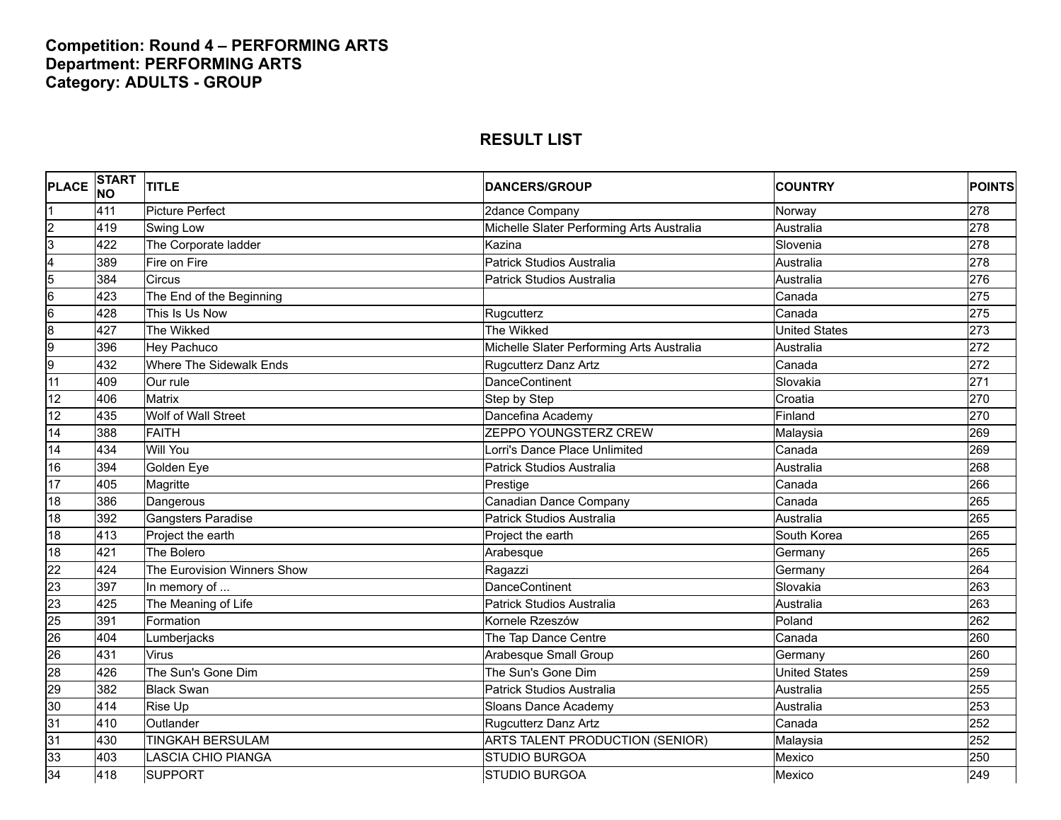**Competition: Round 4 – PERFORMING ARTS**
**Department: PERFORMING ARTS**
**Category: ADULTS - GROUP**

## RESULT LIST

| PLACE | START NO | TITLE | DANCERS/GROUP | COUNTRY | POINTS |
|---|---|---|---|---|---|
| 1 | 411 | Picture Perfect | 2dance Company | Norway | 278 |
| 2 | 419 | Swing Low | Michelle Slater Performing Arts Australia | Australia | 278 |
| 3 | 422 | The Corporate ladder | Kazina | Slovenia | 278 |
| 4 | 389 | Fire on Fire | Patrick Studios Australia | Australia | 278 |
| 5 | 384 | Circus | Patrick Studios Australia | Australia | 276 |
| 6 | 423 | The End of the Beginning | | Canada | 275 |
| 6 | 428 | This Is Us Now | Rugcutterz | Canada | 275 |
| 8 | 427 | The Wikked | The Wikked | United States | 273 |
| 9 | 396 | Hey Pachuco | Michelle Slater Performing Arts Australia | Australia | 272 |
| 9 | 432 | Where The Sidewalk Ends | Rugcutterz Danz Artz | Canada | 272 |
| 11 | 409 | Our rule | DanceContinent | Slovakia | 271 |
| 12 | 406 | Matrix | Step by Step | Croatia | 270 |
| 12 | 435 | Wolf of Wall Street | Dancefina Academy | Finland | 270 |
| 14 | 388 | FAITH | ZEPPO YOUNGSTERZ CREW | Malaysia | 269 |
| 14 | 434 | Will You | Lorri's Dance Place Unlimited | Canada | 269 |
| 16 | 394 | Golden Eye | Patrick Studios Australia | Australia | 268 |
| 17 | 405 | Magritte | Prestige | Canada | 266 |
| 18 | 386 | Dangerous | Canadian Dance Company | Canada | 265 |
| 18 | 392 | Gangsters Paradise | Patrick Studios Australia | Australia | 265 |
| 18 | 413 | Project the earth | Project the earth | South Korea | 265 |
| 18 | 421 | The Bolero | Arabesque | Germany | 265 |
| 22 | 424 | The Eurovision Winners Show | Ragazzi | Germany | 264 |
| 23 | 397 | In memory of ... | DanceContinent | Slovakia | 263 |
| 23 | 425 | The Meaning of Life | Patrick Studios Australia | Australia | 263 |
| 25 | 391 | Formation | Kornele Rzeszów | Poland | 262 |
| 26 | 404 | Lumberjacks | The Tap Dance Centre | Canada | 260 |
| 26 | 431 | Virus | Arabesque Small Group | Germany | 260 |
| 28 | 426 | The Sun's Gone Dim | The Sun's Gone Dim | United States | 259 |
| 29 | 382 | Black Swan | Patrick Studios Australia | Australia | 255 |
| 30 | 414 | Rise Up | Sloans Dance Academy | Australia | 253 |
| 31 | 410 | Outlander | Rugcutterz Danz Artz | Canada | 252 |
| 31 | 430 | TINGKAH BERSULAM | ARTS TALENT PRODUCTION (SENIOR) | Malaysia | 252 |
| 33 | 403 | LASCIA CHIO PIANGA | STUDIO BURGOA | Mexico | 250 |
| 34 | 418 | SUPPORT | STUDIO BURGOA | Mexico | 249 |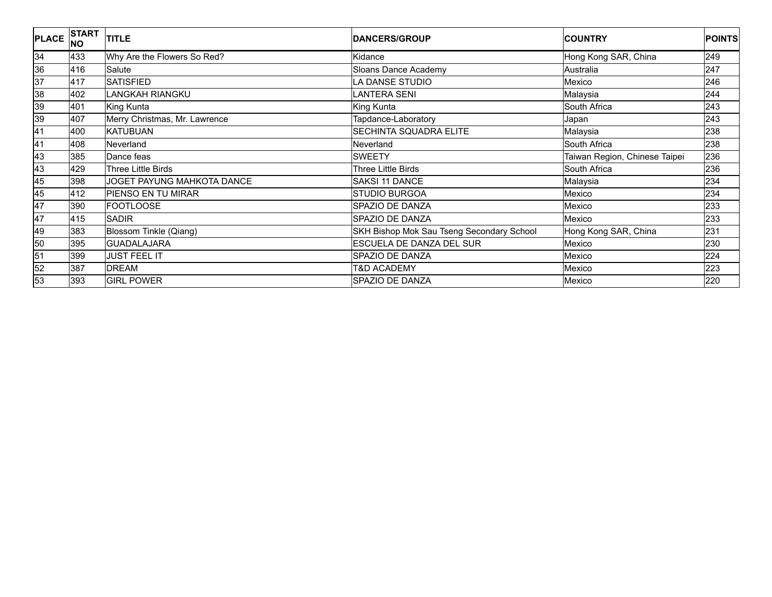| PLACE | START NO | TITLE | DANCERS/GROUP | COUNTRY | POINTS |
| --- | --- | --- | --- | --- | --- |
| 34 | 433 | Why Are the Flowers So Red? | Kidance | Hong Kong SAR, China | 249 |
| 36 | 416 | Salute | Sloans Dance Academy | Australia | 247 |
| 37 | 417 | SATISFIED | LA DANSE STUDIO | Mexico | 246 |
| 38 | 402 | LANGKAH RIANGKU | LANTERA SENI | Malaysia | 244 |
| 39 | 401 | King Kunta | King Kunta | South Africa | 243 |
| 39 | 407 | Merry Christmas, Mr. Lawrence | Tapdance-Laboratory | Japan | 243 |
| 41 | 400 | KATUBUAN | SECHINTA SQUADRA ELITE | Malaysia | 238 |
| 41 | 408 | Neverland | Neverland | South Africa | 238 |
| 43 | 385 | Dance feas | SWEETY | Taiwan Region, Chinese Taipei | 236 |
| 43 | 429 | Three Little Birds | Three Little Birds | South Africa | 236 |
| 45 | 398 | JOGET PAYUNG MAHKOTA DANCE | SAKSI 11 DANCE | Malaysia | 234 |
| 45 | 412 | PIENSO EN TU MIRAR | STUDIO BURGOA | Mexico | 234 |
| 47 | 390 | FOOTLOOSE | SPAZIO DE DANZA | Mexico | 233 |
| 47 | 415 | SADIR | SPAZIO DE DANZA | Mexico | 233 |
| 49 | 383 | Blossom Tinkle (Qiang) | SKH Bishop Mok Sau Tseng Secondary School | Hong Kong SAR, China | 231 |
| 50 | 395 | GUADALAJARA | ESCUELA DE DANZA DEL SUR | Mexico | 230 |
| 51 | 399 | JUST FEEL IT | SPAZIO DE DANZA | Mexico | 224 |
| 52 | 387 | DREAM | T&D ACADEMY | Mexico | 223 |
| 53 | 393 | GIRL POWER | SPAZIO DE DANZA | Mexico | 220 |